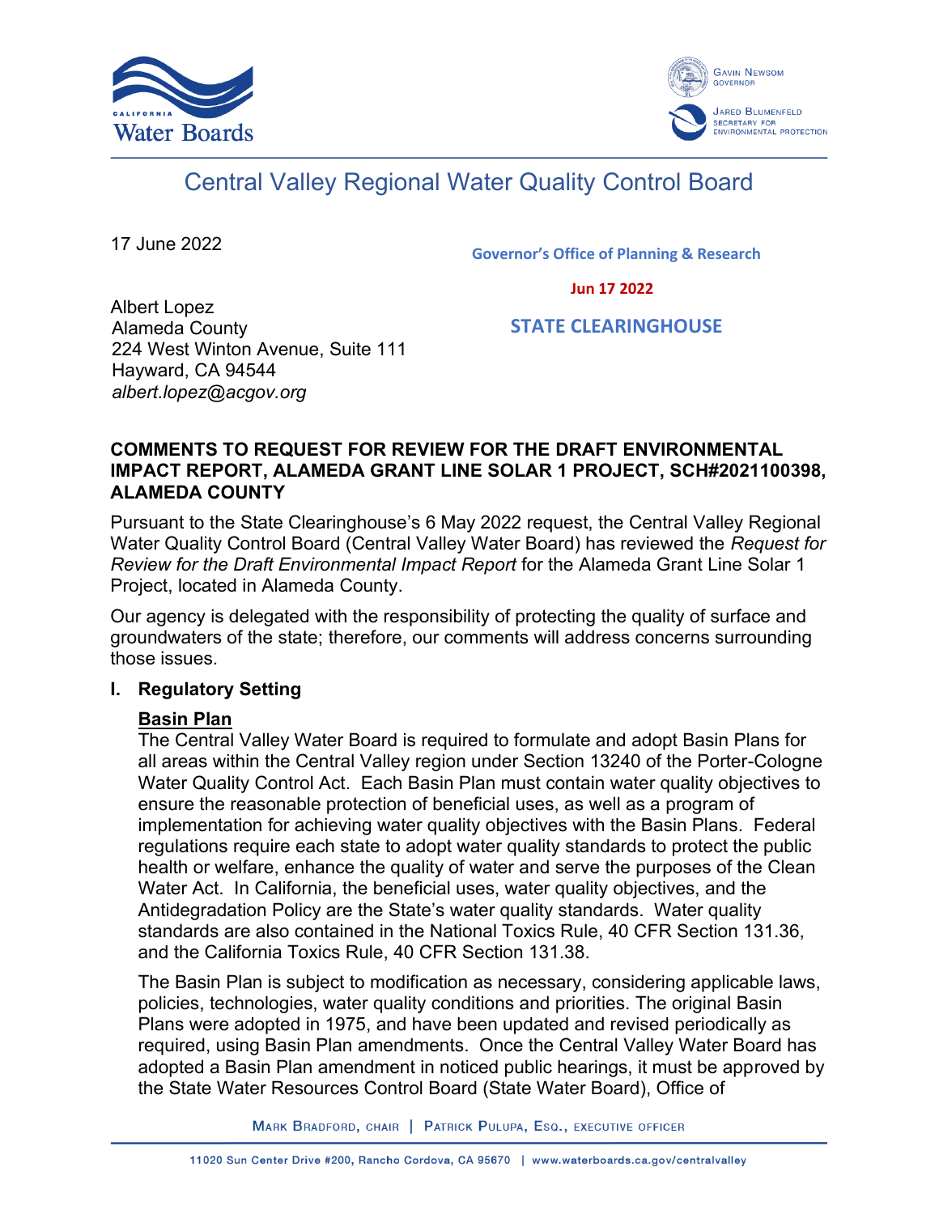Central Valley Regional Water Quality Control Board

17 June 2022

Governor's Office of Planning & Research

Jun 17 2022

STATE CLEARINGHOUSE

Albert Lopez
Alameda County
224 West Winton Avenue, Suite 111
Hayward, CA 94544
*albert.lopez@acgov.org*

**COMMENTS TO REQUEST FOR REVIEW FOR THE DRAFT ENVIRONMENTAL IMPACT REPORT, ALAMEDA GRANT LINE SOLAR 1 PROJECT, SCH#2021100398, ALAMEDA COUNTY**

Pursuant to the State Clearinghouse's 6 May 2022 request, the Central Valley Regional Water Quality Control Board (Central Valley Water Board) has reviewed the *Request for Review for the Draft Environmental Impact Report* for the Alameda Grant Line Solar 1 Project, located in Alameda County.

Our agency is delegated with the responsibility of protecting the quality of surface and groundwaters of the state; therefore, our comments will address concerns surrounding those issues.

## I. Regulatory Setting

**Basin Plan**

The Central Valley Water Board is required to formulate and adopt Basin Plans for all areas within the Central Valley region under Section 13240 of the Porter-Cologne Water Quality Control Act. Each Basin Plan must contain water quality objectives to ensure the reasonable protection of beneficial uses, as well as a program of implementation for achieving water quality objectives with the Basin Plans. Federal regulations require each state to adopt water quality standards to protect the public health or welfare, enhance the quality of water and serve the purposes of the Clean Water Act. In California, the beneficial uses, water quality objectives, and the Antidegradation Policy are the State's water quality standards. Water quality standards are also contained in the National Toxics Rule, 40 CFR Section 131.36, and the California Toxics Rule, 40 CFR Section 131.38.

The Basin Plan is subject to modification as necessary, considering applicable laws, policies, technologies, water quality conditions and priorities. The original Basin Plans were adopted in 1975, and have been updated and revised periodically as required, using Basin Plan amendments. Once the Central Valley Water Board has adopted a Basin Plan amendment in noticed public hearings, it must be approved by the State Water Resources Control Board (State Water Board), Office of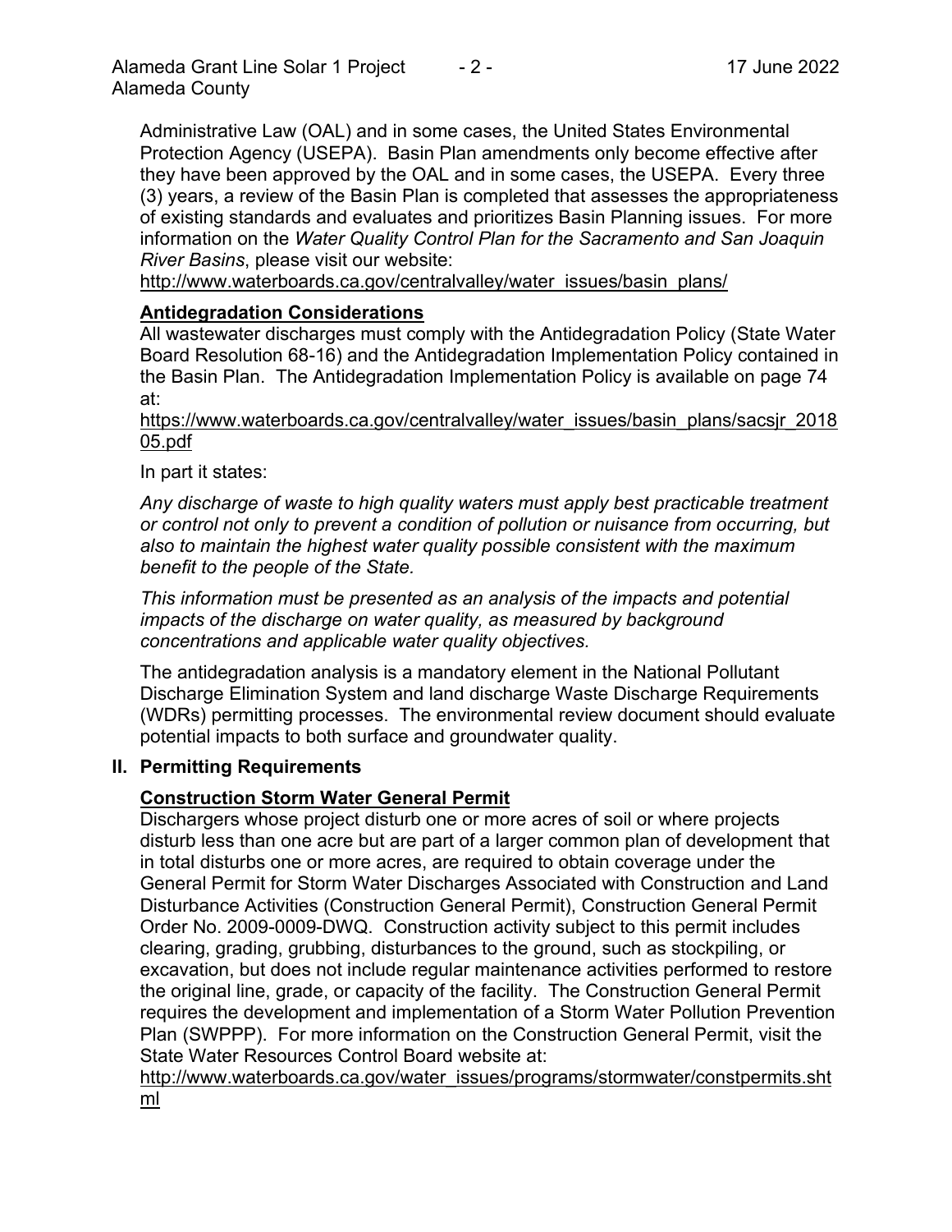Administrative Law (OAL) and in some cases, the United States Environmental Protection Agency (USEPA). Basin Plan amendments only become effective after they have been approved by the OAL and in some cases, the USEPA. Every three (3) years, a review of the Basin Plan is completed that assesses the appropriateness of existing standards and evaluates and prioritizes Basin Planning issues. For more information on the *Water Quality Control Plan for the Sacramento and San Joaquin River Basins*, please visit our website:
http://www.waterboards.ca.gov/centralvalley/water_issues/basin_plans/

**Antidegradation Considerations**

All wastewater discharges must comply with the Antidegradation Policy (State Water Board Resolution 68-16) and the Antidegradation Implementation Policy contained in the Basin Plan. The Antidegradation Implementation Policy is available on page 74 at:
https://www.waterboards.ca.gov/centralvalley/water_issues/basin_plans/sacsjr_201805.pdf

In part it states:

*Any discharge of waste to high quality waters must apply best practicable treatment or control not only to prevent a condition of pollution or nuisance from occurring, but also to maintain the highest water quality possible consistent with the maximum benefit to the people of the State.*

*This information must be presented as an analysis of the impacts and potential impacts of the discharge on water quality, as measured by background concentrations and applicable water quality objectives.*

The antidegradation analysis is a mandatory element in the National Pollutant Discharge Elimination System and land discharge Waste Discharge Requirements (WDRs) permitting processes. The environmental review document should evaluate potential impacts to both surface and groundwater quality.

## II. Permitting Requirements

**Construction Storm Water General Permit**

Dischargers whose project disturb one or more acres of soil or where projects disturb less than one acre but are part of a larger common plan of development that in total disturbs one or more acres, are required to obtain coverage under the General Permit for Storm Water Discharges Associated with Construction and Land Disturbance Activities (Construction General Permit), Construction General Permit Order No. 2009-0009-DWQ. Construction activity subject to this permit includes clearing, grading, grubbing, disturbances to the ground, such as stockpiling, or excavation, but does not include regular maintenance activities performed to restore the original line, grade, or capacity of the facility. The Construction General Permit requires the development and implementation of a Storm Water Pollution Prevention Plan (SWPPP). For more information on the Construction General Permit, visit the State Water Resources Control Board website at:
http://www.waterboards.ca.gov/water_issues/programs/stormwater/constpermits.shtml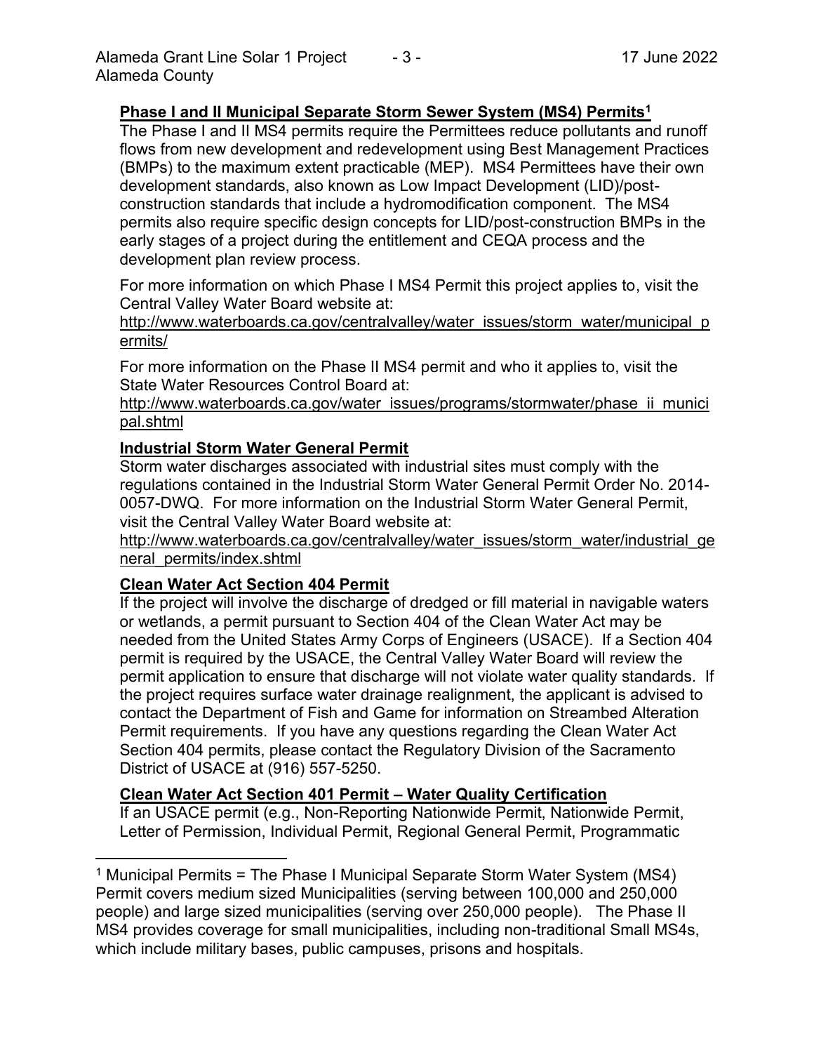### Phase I and II Municipal Separate Storm Sewer System (MS4) Permits[1]

The Phase I and II MS4 permits require the Permittees reduce pollutants and runoff flows from new development and redevelopment using Best Management Practices (BMPs) to the maximum extent practicable (MEP). MS4 Permittees have their own development standards, also known as Low Impact Development (LID)/post-construction standards that include a hydromodification component. The MS4 permits also require specific design concepts for LID/post-construction BMPs in the early stages of a project during the entitlement and CEQA process and the development plan review process.

For more information on which Phase I MS4 Permit this project applies to, visit the Central Valley Water Board website at:
http://www.waterboards.ca.gov/centralvalley/water_issues/storm_water/municipal_permits/

For more information on the Phase II MS4 permit and who it applies to, visit the State Water Resources Control Board at:
http://www.waterboards.ca.gov/water_issues/programs/stormwater/phase_ii_municipal.shtml

### Industrial Storm Water General Permit

Storm water discharges associated with industrial sites must comply with the regulations contained in the Industrial Storm Water General Permit Order No. 2014-0057-DWQ. For more information on the Industrial Storm Water General Permit, visit the Central Valley Water Board website at:
http://www.waterboards.ca.gov/centralvalley/water_issues/storm_water/industrial_general_permits/index.shtml

### Clean Water Act Section 404 Permit

If the project will involve the discharge of dredged or fill material in navigable waters or wetlands, a permit pursuant to Section 404 of the Clean Water Act may be needed from the United States Army Corps of Engineers (USACE). If a Section 404 permit is required by the USACE, the Central Valley Water Board will review the permit application to ensure that discharge will not violate water quality standards. If the project requires surface water drainage realignment, the applicant is advised to contact the Department of Fish and Game for information on Streambed Alteration Permit requirements. If you have any questions regarding the Clean Water Act Section 404 permits, please contact the Regulatory Division of the Sacramento District of USACE at (916) 557-5250.

### Clean Water Act Section 401 Permit – Water Quality Certification

If an USACE permit (e.g., Non-Reporting Nationwide Permit, Nationwide Permit, Letter of Permission, Individual Permit, Regional General Permit, Programmatic

[1] Municipal Permits = The Phase I Municipal Separate Storm Water System (MS4) Permit covers medium sized Municipalities (serving between 100,000 and 250,000 people) and large sized municipalities (serving over 250,000 people). The Phase II MS4 provides coverage for small municipalities, including non-traditional Small MS4s, which include military bases, public campuses, prisons and hospitals.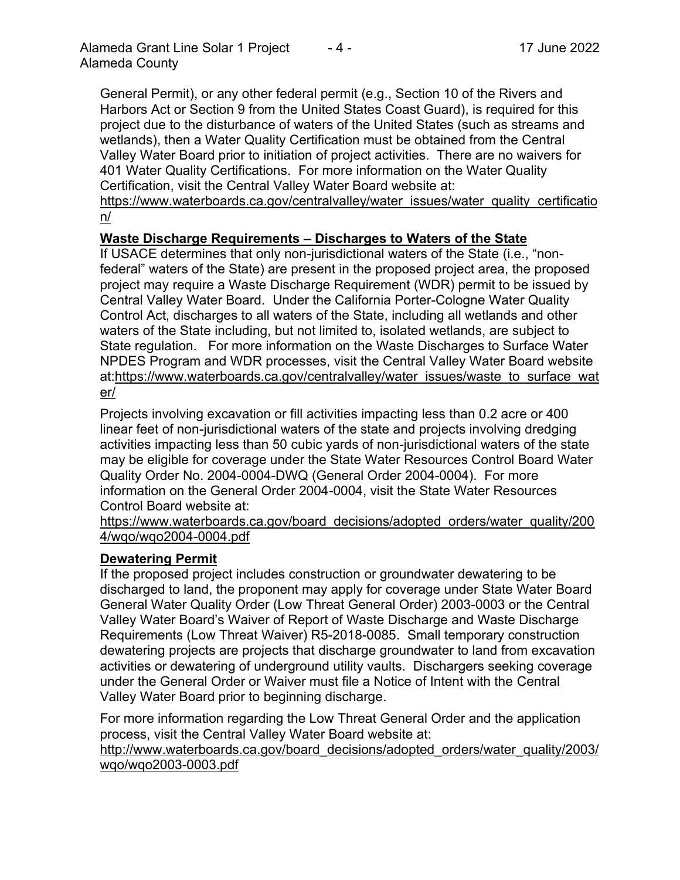General Permit), or any other federal permit (e.g., Section 10 of the Rivers and Harbors Act or Section 9 from the United States Coast Guard), is required for this project due to the disturbance of waters of the United States (such as streams and wetlands), then a Water Quality Certification must be obtained from the Central Valley Water Board prior to initiation of project activities. There are no waivers for 401 Water Quality Certifications. For more information on the Water Quality Certification, visit the Central Valley Water Board website at: https://www.waterboards.ca.gov/centralvalley/water_issues/water_quality_certification/

**Waste Discharge Requirements – Discharges to Waters of the State**

If USACE determines that only non-jurisdictional waters of the State (i.e., "non-federal" waters of the State) are present in the proposed project area, the proposed project may require a Waste Discharge Requirement (WDR) permit to be issued by Central Valley Water Board. Under the California Porter-Cologne Water Quality Control Act, discharges to all waters of the State, including all wetlands and other waters of the State including, but not limited to, isolated wetlands, are subject to State regulation. For more information on the Waste Discharges to Surface Water NPDES Program and WDR processes, visit the Central Valley Water Board website at:https://www.waterboards.ca.gov/centralvalley/water_issues/waste_to_surface_water/

Projects involving excavation or fill activities impacting less than 0.2 acre or 400 linear feet of non-jurisdictional waters of the state and projects involving dredging activities impacting less than 50 cubic yards of non-jurisdictional waters of the state may be eligible for coverage under the State Water Resources Control Board Water Quality Order No. 2004-0004-DWQ (General Order 2004-0004). For more information on the General Order 2004-0004, visit the State Water Resources Control Board website at:
https://www.waterboards.ca.gov/board_decisions/adopted_orders/water_quality/2004/wqo/wqo2004-0004.pdf

**Dewatering Permit**

If the proposed project includes construction or groundwater dewatering to be discharged to land, the proponent may apply for coverage under State Water Board General Water Quality Order (Low Threat General Order) 2003-0003 or the Central Valley Water Board's Waiver of Report of Waste Discharge and Waste Discharge Requirements (Low Threat Waiver) R5-2018-0085. Small temporary construction dewatering projects are projects that discharge groundwater to land from excavation activities or dewatering of underground utility vaults. Dischargers seeking coverage under the General Order or Waiver must file a Notice of Intent with the Central Valley Water Board prior to beginning discharge.

For more information regarding the Low Threat General Order and the application process, visit the Central Valley Water Board website at:
http://www.waterboards.ca.gov/board_decisions/adopted_orders/water_quality/2003/wqo/wqo2003-0003.pdf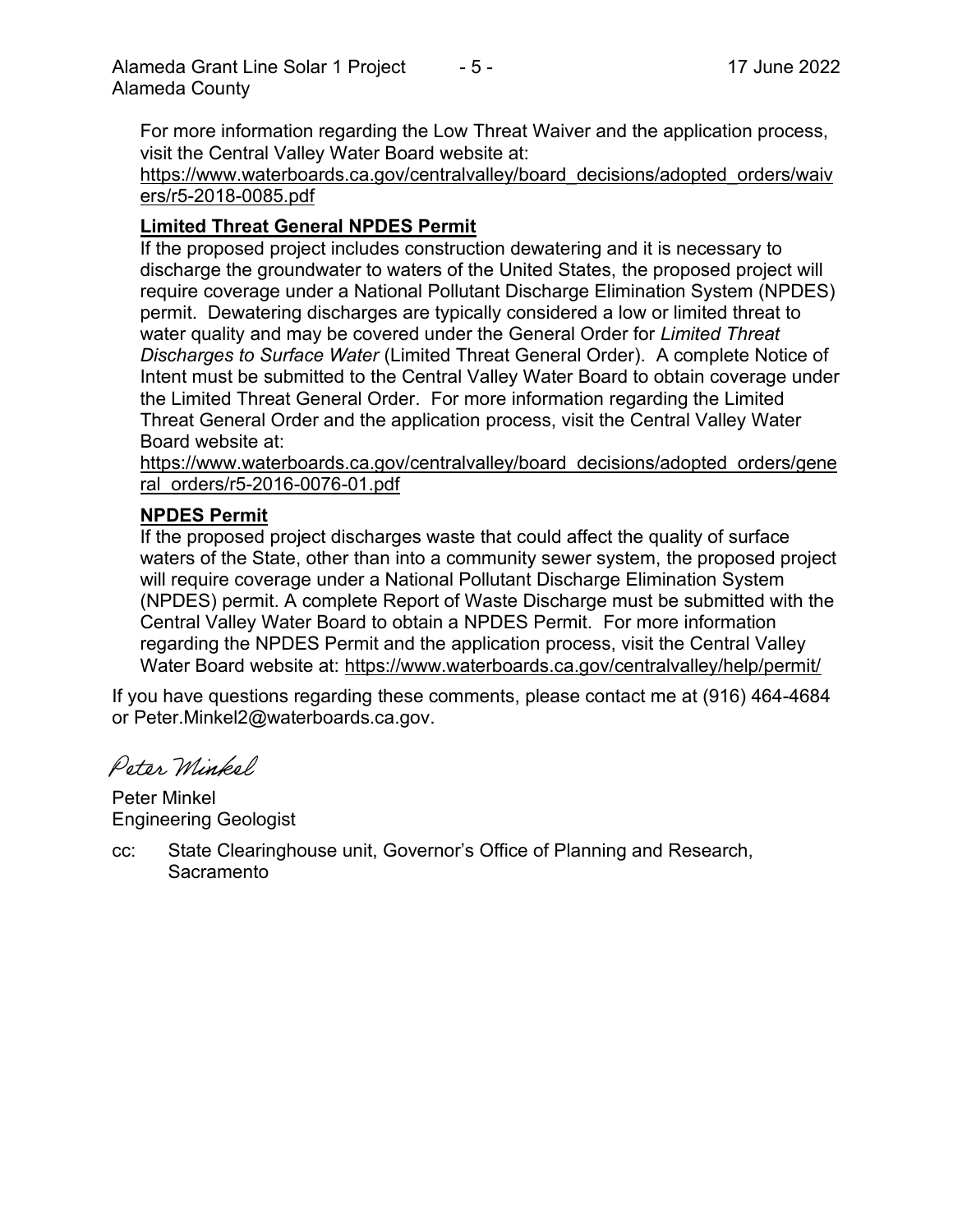For more information regarding the Low Threat Waiver and the application process, visit the Central Valley Water Board website at: https://www.waterboards.ca.gov/centralvalley/board_decisions/adopted_orders/waivers/r5-2018-0085.pdf

**Limited Threat General NPDES Permit**

If the proposed project includes construction dewatering and it is necessary to discharge the groundwater to waters of the United States, the proposed project will require coverage under a National Pollutant Discharge Elimination System (NPDES) permit. Dewatering discharges are typically considered a low or limited threat to water quality and may be covered under the General Order for *Limited Threat Discharges to Surface Water* (Limited Threat General Order). A complete Notice of Intent must be submitted to the Central Valley Water Board to obtain coverage under the Limited Threat General Order. For more information regarding the Limited Threat General Order and the application process, visit the Central Valley Water Board website at: https://www.waterboards.ca.gov/centralvalley/board_decisions/adopted_orders/general_orders/r5-2016-0076-01.pdf

**NPDES Permit**

If the proposed project discharges waste that could affect the quality of surface waters of the State, other than into a community sewer system, the proposed project will require coverage under a National Pollutant Discharge Elimination System (NPDES) permit. A complete Report of Waste Discharge must be submitted with the Central Valley Water Board to obtain a NPDES Permit. For more information regarding the NPDES Permit and the application process, visit the Central Valley Water Board website at: https://www.waterboards.ca.gov/centralvalley/help/permit/

If you have questions regarding these comments, please contact me at (916) 464-4684 or Peter.Minkel2@waterboards.ca.gov.

*Peter Minkel*

Peter Minkel
Engineering Geologist

cc: State Clearinghouse unit, Governor's Office of Planning and Research, Sacramento